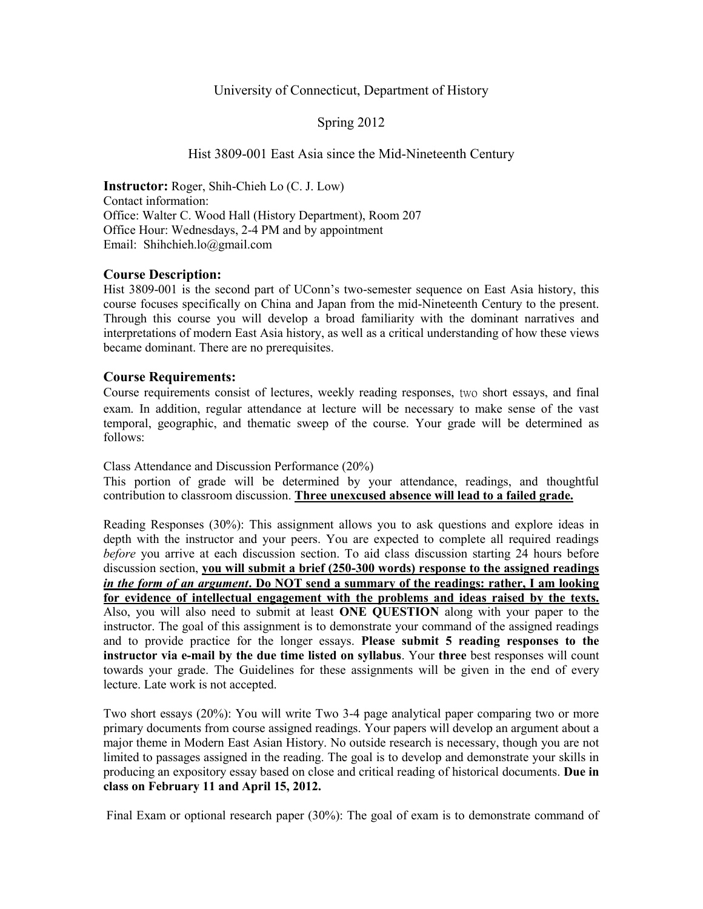University of Connecticut, Department of History

Spring 2012

Hist 3809-001 East Asia since the Mid-Nineteenth Century

**Instructor:** Roger, Shih-Chieh Lo (C. J. Low)
Contact information:
Office: Walter C. Wood Hall (History Department), Room 207
Office Hour: Wednesdays, 2-4 PM and by appointment
Email: Shihchieh.lo@gmail.com

## Course Description:

Hist 3809-001 is the second part of UConn's two-semester sequence on East Asia history, this course focuses specifically on China and Japan from the mid-Nineteenth Century to the present. Through this course you will develop a broad familiarity with the dominant narratives and interpretations of modern East Asia history, as well as a critical understanding of how these views became dominant. There are no prerequisites.

## Course Requirements:

Course requirements consist of lectures, weekly reading responses, two short essays, and final exam. In addition, regular attendance at lecture will be necessary to make sense of the vast temporal, geographic, and thematic sweep of the course. Your grade will be determined as follows:

Class Attendance and Discussion Performance (20%)
This portion of grade will be determined by your attendance, readings, and thoughtful contribution to classroom discussion. **Three unexcused absence will lead to a failed grade.**

Reading Responses (30%): This assignment allows you to ask questions and explore ideas in depth with the instructor and your peers. You are expected to complete all required readings *before* you arrive at each discussion section. To aid class discussion starting 24 hours before discussion section, **you will submit a brief (250-300 words) response to the assigned readings *in the form of an argument*. Do NOT send a summary of the readings: rather, I am looking for evidence of intellectual engagement with the problems and ideas raised by the texts.** Also, you will also need to submit at least **ONE QUESTION** along with your paper to the instructor. The goal of this assignment is to demonstrate your command of the assigned readings and to provide practice for the longer essays. **Please submit 5 reading responses to the instructor via e-mail by the due time listed on syllabus**. Your **three** best responses will count towards your grade. The Guidelines for these assignments will be given in the end of every lecture. Late work is not accepted.

Two short essays (20%): You will write Two 3-4 page analytical paper comparing two or more primary documents from course assigned readings. Your papers will develop an argument about a major theme in Modern East Asian History. No outside research is necessary, though you are not limited to passages assigned in the reading. The goal is to develop and demonstrate your skills in producing an expository essay based on close and critical reading of historical documents. **Due in class on February 11 and April 15, 2012.**

Final Exam or optional research paper (30%): The goal of exam is to demonstrate command of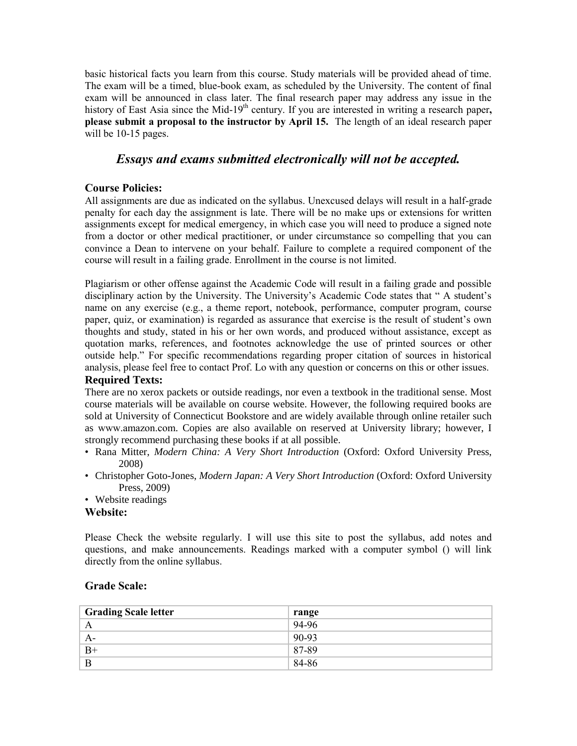basic historical facts you learn from this course. Study materials will be provided ahead of time. The exam will be a timed, blue-book exam, as scheduled by the University. The content of final exam will be announced in class later. The final research paper may address any issue in the history of East Asia since the Mid-19th century. If you are interested in writing a research paper**, please submit a proposal to the instructor by April 15.** The length of an ideal research paper will be 10-15 pages.

## *Essays and exams submitted electronically will not be accepted.*

### Course Policies:

All assignments are due as indicated on the syllabus. Unexcused delays will result in a half-grade penalty for each day the assignment is late. There will be no make ups or extensions for written assignments except for medical emergency, in which case you will need to produce a signed note from a doctor or other medical practitioner, or under circumstance so compelling that you can convince a Dean to intervene on your behalf. Failure to complete a required component of the course will result in a failing grade. Enrollment in the course is not limited.

Plagiarism or other offense against the Academic Code will result in a failing grade and possible disciplinary action by the University. The University's Academic Code states that " A student's name on any exercise (e.g., a theme report, notebook, performance, computer program, course paper, quiz, or examination) is regarded as assurance that exercise is the result of student's own thoughts and study, stated in his or her own words, and produced without assistance, except as quotation marks, references, and footnotes acknowledge the use of printed sources or other outside help." For specific recommendations regarding proper citation of sources in historical analysis, please feel free to contact Prof. Lo with any question or concerns on this or other issues.

### Required Texts:

There are no xerox packets or outside readings, nor even a textbook in the traditional sense. Most course materials will be available on course website. However, the following required books are sold at University of Connecticut Bookstore and are widely available through online retailer such as www.amazon.com. Copies are also available on reserved at University library; however, I strongly recommend purchasing these books if at all possible.

- Rana Mitter, *Modern China: A Very Short Introduction* (Oxford: Oxford University Press, 2008)
- Christopher Goto-Jones, *Modern Japan: A Very Short Introduction* (Oxford: Oxford University Press, 2009)
- Website readings

### Website:

Please Check the website regularly. I will use this site to post the syllabus, add notes and questions, and make announcements. Readings marked with a computer symbol () will link directly from the online syllabus.

### Grade Scale:

| Grading Scale letter | range |
| --- | --- |
| A | 94-96 |
| A- | 90-93 |
| B+ | 87-89 |
| B | 84-86 |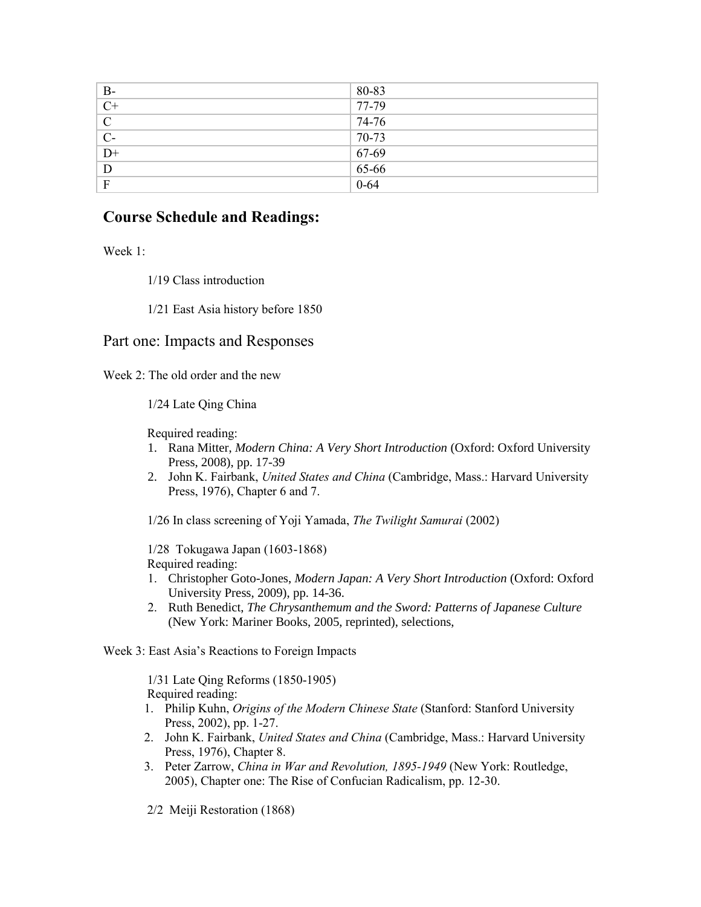| B- | 80-83 |
|---|---|
| C+ | 77-79 |
| C | 74-76 |
| C- | 70-73 |
| D+ | 67-69 |
| D | 65-66 |
| F | 0-64 |

## Course Schedule and Readings:

Week 1:

1/19 Class introduction

1/21 East Asia history before 1850

## Part one: Impacts and Responses

Week 2: The old order and the new

1/24 Late Qing China

Required reading:

1. Rana Mitter, *Modern China: A Very Short Introduction* (Oxford: Oxford University Press, 2008), pp. 17-39
2. John K. Fairbank, *United States and China* (Cambridge, Mass.: Harvard University Press, 1976), Chapter 6 and 7.

1/26 In class screening of Yoji Yamada, *The Twilight Samurai* (2002)

1/28 Tokugawa Japan (1603-1868)

Required reading:

1. Christopher Goto-Jones, *Modern Japan: A Very Short Introduction* (Oxford: Oxford University Press, 2009), pp. 14-36.
2. Ruth Benedict, *The Chrysanthemum and the Sword: Patterns of Japanese Culture* (New York: Mariner Books, 2005, reprinted), selections,

Week 3: East Asia's Reactions to Foreign Impacts

1/31 Late Qing Reforms (1850-1905)

Required reading:

1. Philip Kuhn, *Origins of the Modern Chinese State* (Stanford: Stanford University Press, 2002), pp. 1-27.
2. John K. Fairbank, *United States and China* (Cambridge, Mass.: Harvard University Press, 1976), Chapter 8.
3. Peter Zarrow, *China in War and Revolution, 1895-1949* (New York: Routledge, 2005), Chapter one: The Rise of Confucian Radicalism, pp. 12-30.

2/2 Meiji Restoration (1868)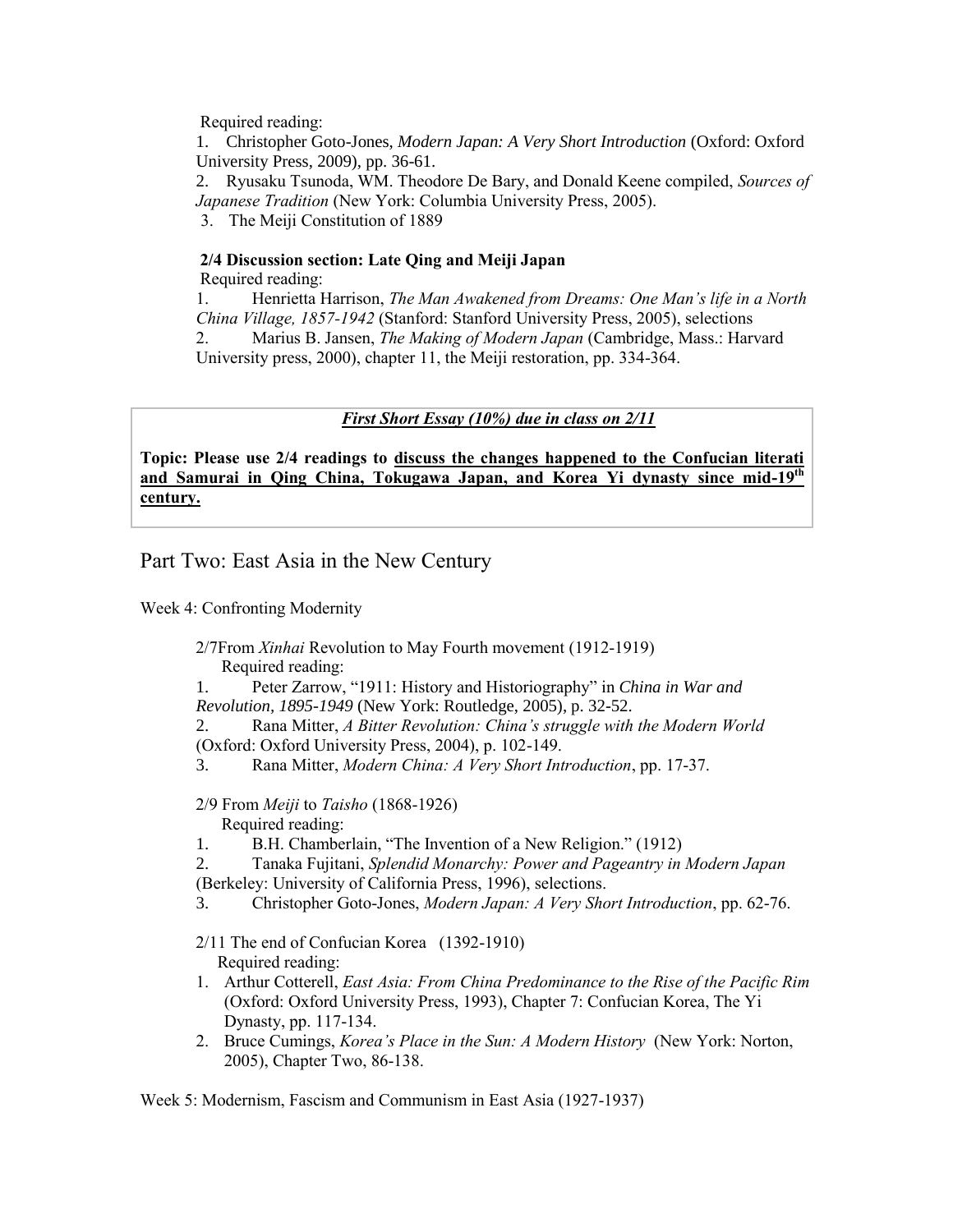Required reading:

1. Christopher Goto-Jones, *Modern Japan: A Very Short Introduction* (Oxford: Oxford University Press, 2009), pp. 36-61.
2. Ryusaku Tsunoda, WM. Theodore De Bary, and Donald Keene compiled, *Sources of Japanese Tradition* (New York: Columbia University Press, 2005).
3. The Meiji Constitution of 1889

**2/4 Discussion section: Late Qing and Meiji Japan**

Required reading:

1. Henrietta Harrison, *The Man Awakened from Dreams: One Man's life in a North China Village, 1857-1942* (Stanford: Stanford University Press, 2005), selections
2. Marius B. Jansen, *The Making of Modern Japan* (Cambridge, Mass.: Harvard University press, 2000), chapter 11, the Meiji restoration, pp. 334-364.

***First Short Essay (10%) due in class on 2/11***

**Topic: Please use 2/4 readings to discuss the changes happened to the Confucian literati and Samurai in Qing China, Tokugawa Japan, and Korea Yi dynasty since mid-19th century.**

## Part Two: East Asia in the New Century

Week 4: Confronting Modernity

2/7From *Xinhai* Revolution to May Fourth movement (1912-1919)

Required reading:

1. Peter Zarrow, "1911: History and Historiography" in *China in War and Revolution, 1895-1949* (New York: Routledge, 2005), p. 32-52.
2. Rana Mitter, *A Bitter Revolution: China's struggle with the Modern World* (Oxford: Oxford University Press, 2004), p. 102-149.
3. Rana Mitter, *Modern China: A Very Short Introduction*, pp. 17-37.

2/9 From *Meiji* to *Taisho* (1868-1926)

Required reading:

1. B.H. Chamberlain, "The Invention of a New Religion." (1912)
2. Tanaka Fujitani, *Splendid Monarchy: Power and Pageantry in Modern Japan* (Berkeley: University of California Press, 1996), selections.
3. Christopher Goto-Jones, *Modern Japan: A Very Short Introduction*, pp. 62-76.

2/11 The end of Confucian Korea (1392-1910)

Required reading:

1. Arthur Cotterell, *East Asia: From China Predominance to the Rise of the Pacific Rim* (Oxford: Oxford University Press, 1993), Chapter 7: Confucian Korea, The Yi Dynasty, pp. 117-134.
2. Bruce Cumings, *Korea's Place in the Sun: A Modern History* (New York: Norton, 2005), Chapter Two, 86-138.

Week 5: Modernism, Fascism and Communism in East Asia (1927-1937)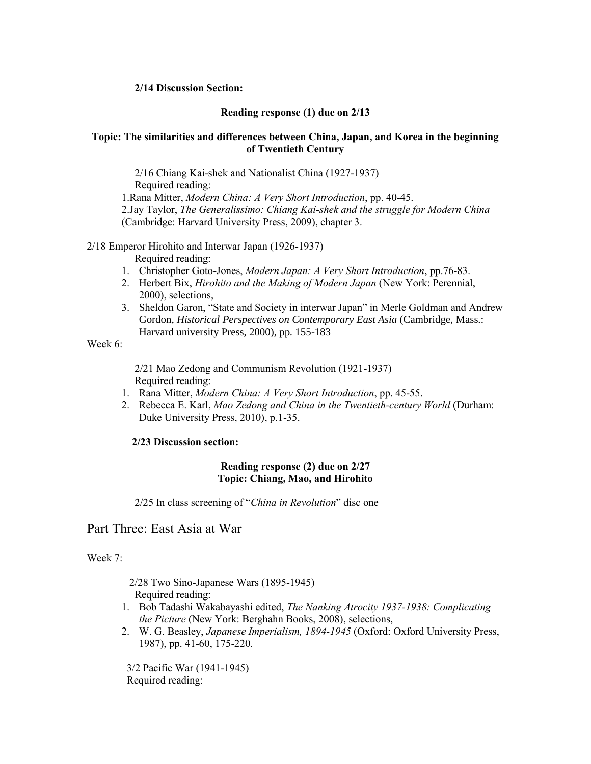**2/14 Discussion Section:**

**Reading response (1) due on 2/13**

**Topic: The similarities and differences between China, Japan, and Korea in the beginning of Twentieth Century**

2/16 Chiang Kai-shek and Nationalist China (1927-1937)
Required reading:
1. Rana Mitter, *Modern China: A Very Short Introduction*, pp. 40-45.
2. Jay Taylor, *The Generalissimo: Chiang Kai-shek and the struggle for Modern China* (Cambridge: Harvard University Press, 2009), chapter 3.

2/18 Emperor Hirohito and Interwar Japan (1926-1937)
Required reading:
1. Christopher Goto-Jones, *Modern Japan: A Very Short Introduction*, pp.76-83.
2. Herbert Bix, *Hirohito and the Making of Modern Japan* (New York: Perennial, 2000), selections,
3. Sheldon Garon, "State and Society in interwar Japan" in Merle Goldman and Andrew Gordon, *Historical Perspectives on Contemporary East Asia* (Cambridge, Mass.: Harvard university Press, 2000), pp. 155-183

Week 6:

2/21 Mao Zedong and Communism Revolution (1921-1937)
Required reading:
1. Rana Mitter, *Modern China: A Very Short Introduction*, pp. 45-55.
2. Rebecca E. Karl, *Mao Zedong and China in the Twentieth-century World* (Durham: Duke University Press, 2010), p.1-35.

**2/23 Discussion section:**

**Reading response (2) due on 2/27**
**Topic: Chiang, Mao, and Hirohito**

2/25 In class screening of "*China in Revolution*" disc one

# Part Three: East Asia at War

Week 7:

2/28 Two Sino-Japanese Wars (1895-1945)
Required reading:
1. Bob Tadashi Wakabayashi edited, *The Nanking Atrocity 1937-1938: Complicating the Picture* (New York: Berghahn Books, 2008), selections,
2. W. G. Beasley, *Japanese Imperialism, 1894-1945* (Oxford: Oxford University Press, 1987), pp. 41-60, 175-220.

3/2 Pacific War (1941-1945)
Required reading: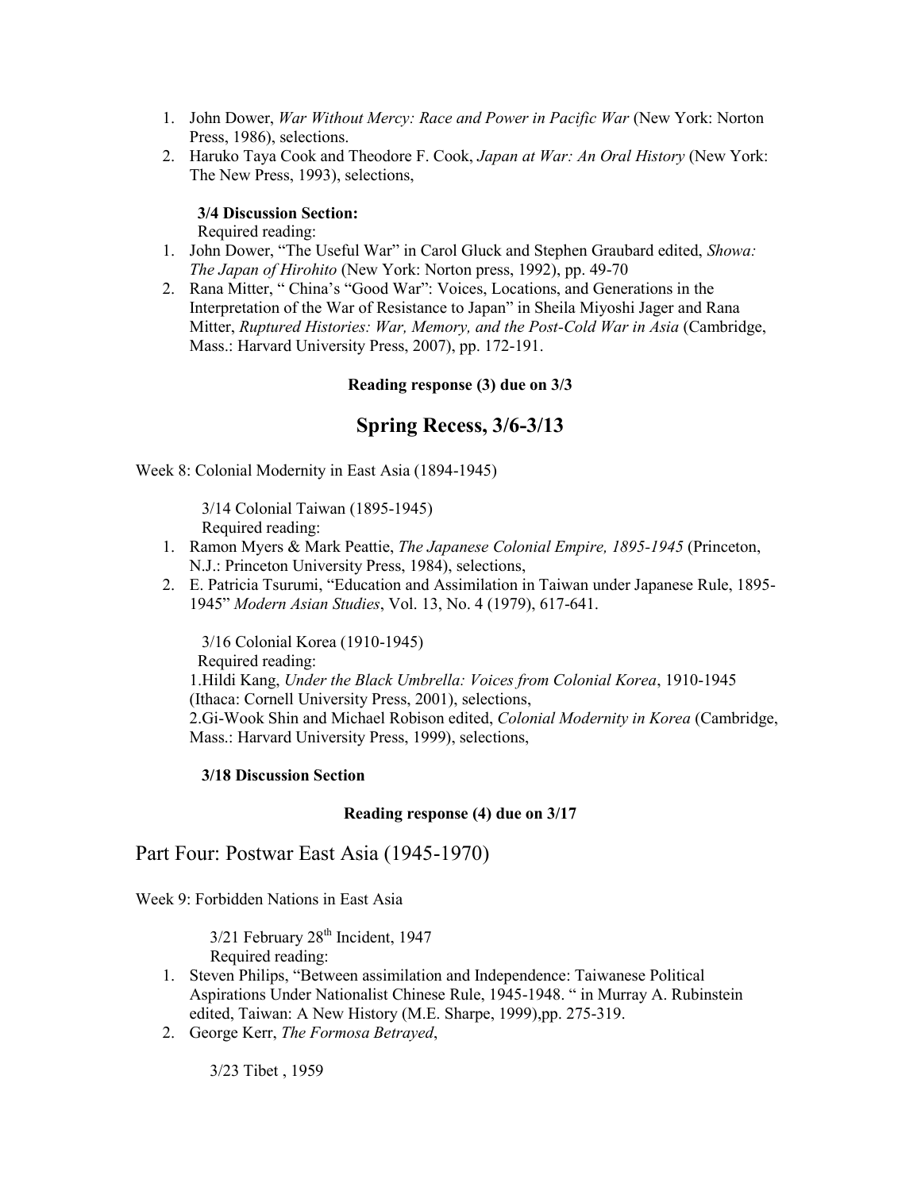1. John Dower, *War Without Mercy: Race and Power in Pacific War* (New York: Norton Press, 1986), selections.
2. Haruko Taya Cook and Theodore F. Cook, *Japan at War: An Oral History* (New York: The New Press, 1993), selections,

**3/4 Discussion Section:**
Required reading:

1. John Dower, "The Useful War" in Carol Gluck and Stephen Graubard edited, *Showa: The Japan of Hirohito* (New York: Norton press, 1992), pp. 49-70
2. Rana Mitter, " China's "Good War": Voices, Locations, and Generations in the Interpretation of the War of Resistance to Japan" in Sheila Miyoshi Jager and Rana Mitter, *Ruptured Histories: War, Memory, and the Post-Cold War in Asia* (Cambridge, Mass.: Harvard University Press, 2007), pp. 172-191.

**Reading response (3) due on 3/3**

## Spring Recess, 3/6-3/13

Week 8: Colonial Modernity in East Asia (1894-1945)

3/14 Colonial Taiwan (1895-1945)
Required reading:

1. Ramon Myers & Mark Peattie, *The Japanese Colonial Empire, 1895-1945* (Princeton, N.J.: Princeton University Press, 1984), selections,
2. E. Patricia Tsurumi, "Education and Assimilation in Taiwan under Japanese Rule, 1895-1945" *Modern Asian Studies*, Vol. 13, No. 4 (1979), 617-641.

3/16 Colonial Korea (1910-1945)
Required reading:
1.Hildi Kang, *Under the Black Umbrella: Voices from Colonial Korea*, 1910-1945 (Ithaca: Cornell University Press, 2001), selections,
2.Gi-Wook Shin and Michael Robison edited, *Colonial Modernity in Korea* (Cambridge, Mass.: Harvard University Press, 1999), selections,

**3/18 Discussion Section**

**Reading response (4) due on 3/17**

# Part Four: Postwar East Asia (1945-1970)

Week 9: Forbidden Nations in East Asia

3/21 February 28th Incident, 1947
Required reading:

1. Steven Philips, "Between assimilation and Independence: Taiwanese Political Aspirations Under Nationalist Chinese Rule, 1945-1948. " in Murray A. Rubinstein edited, Taiwan: A New History (M.E. Sharpe, 1999),pp. 275-319.
2. George Kerr, *The Formosa Betrayed*,

3/23 Tibet , 1959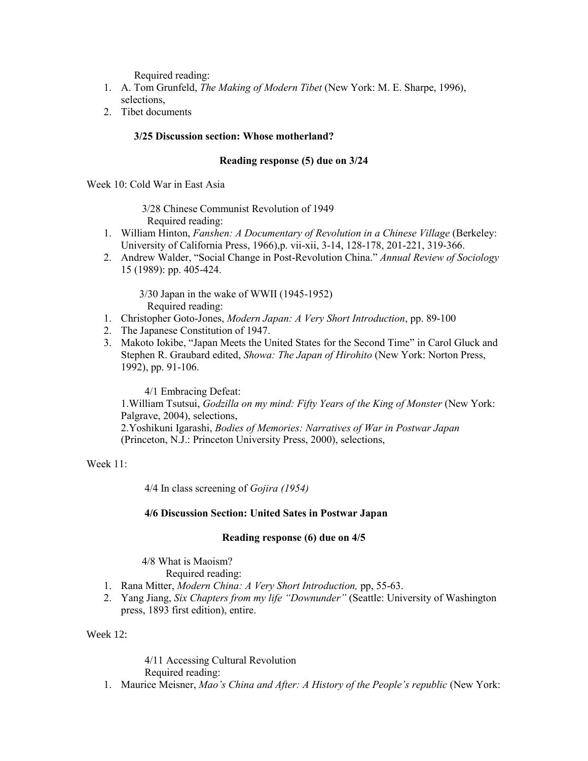Required reading:

1. A. Tom Grunfeld, *The Making of Modern Tibet* (New York: M. E. Sharpe, 1996), selections,
2. Tibet documents

**3/25 Discussion section: Whose motherland?**

**Reading response (5) due on 3/24**

Week 10: Cold War in East Asia

3/28 Chinese Communist Revolution of 1949

Required reading:

1. William Hinton, *Fanshen: A Documentary of Revolution in a Chinese Village* (Berkeley: University of California Press, 1966),p. vii-xii, 3-14, 128-178, 201-221, 319-366.
2. Andrew Walder, "Social Change in Post-Revolution China." *Annual Review of Sociology* 15 (1989): pp. 405-424.

3/30 Japan in the wake of WWII (1945-1952)

Required reading:

1. Christopher Goto-Jones, *Modern Japan: A Very Short Introduction*, pp. 89-100
2. The Japanese Constitution of 1947.
3. Makoto Iokibe, "Japan Meets the United States for the Second Time" in Carol Gluck and Stephen R. Graubard edited, *Showa: The Japan of Hirohito* (New York: Norton Press, 1992), pp. 91-106.

4/1 Embracing Defeat:

1.William Tsutsui, *Godzilla on my mind: Fifty Years of the King of Monster* (New York: Palgrave, 2004), selections,

2.Yoshikuni Igarashi, *Bodies of Memories: Narratives of War in Postwar Japan* (Princeton, N.J.: Princeton University Press, 2000), selections,

Week 11:

4/4 In class screening of *Gojira (1954)*

**4/6 Discussion Section: United Sates in Postwar Japan**

**Reading response (6) due on 4/5**

4/8 What is Maoism?

Required reading:

1. Rana Mitter, *Modern China: A Very Short Introduction,* pp, 55-63.
2. Yang Jiang, *Six Chapters from my life "Downunder"* (Seattle: University of Washington press, 1893 first edition), entire.

Week 12:

4/11 Accessing Cultural Revolution

Required reading:

1. Maurice Meisner, *Mao's China and After: A History of the People's republic* (New York: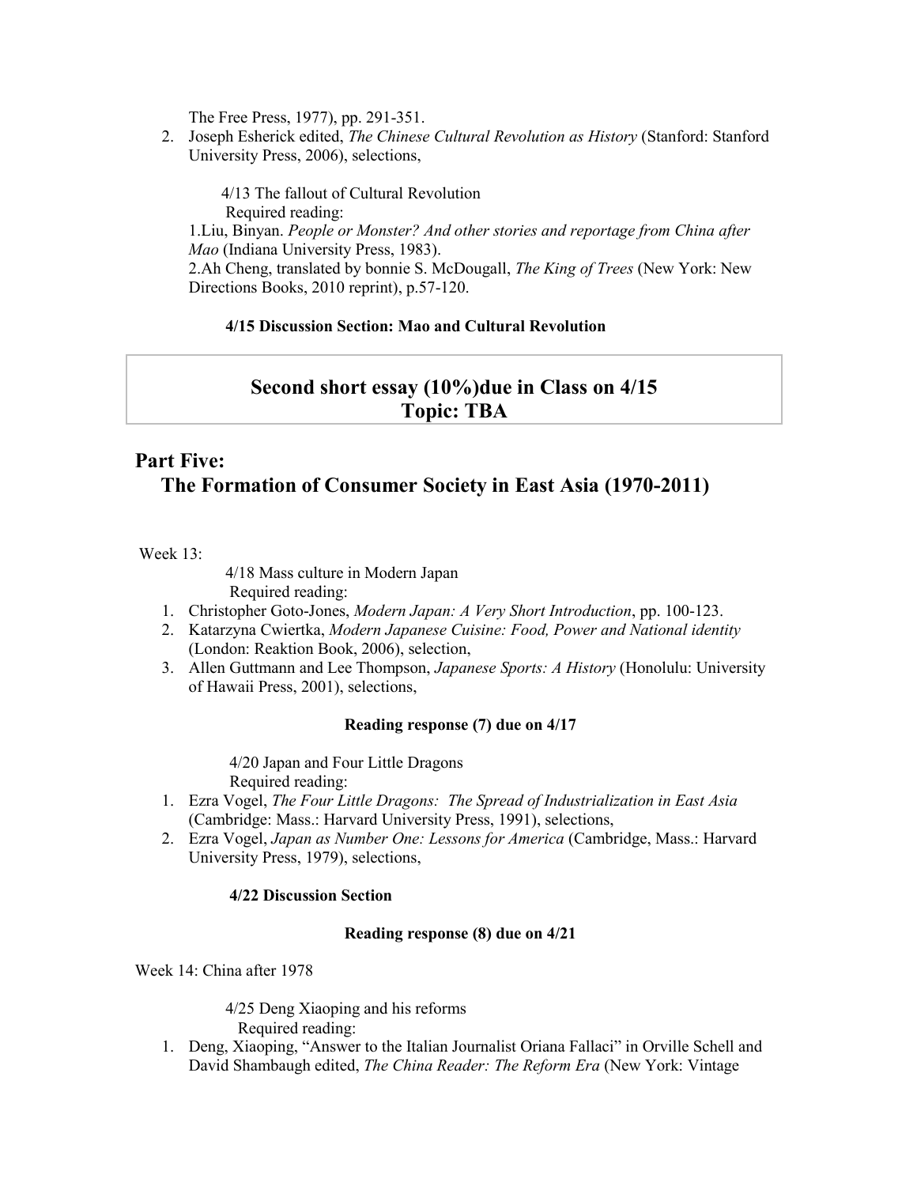The Free Press, 1977), pp. 291-351.

2. Joseph Esherick edited, *The Chinese Cultural Revolution as History* (Stanford: Stanford University Press, 2006), selections,

4/13 The fallout of Cultural Revolution

Required reading:

1.Liu, Binyan. *People or Monster? And other stories and reportage from China after Mao* (Indiana University Press, 1983).

2.Ah Cheng, translated by bonnie S. McDougall, *The King of Trees* (New York: New Directions Books, 2010 reprint), p.57-120.

**4/15 Discussion Section: Mao and Cultural Revolution**

**Second short essay (10%)due in Class on 4/15**
**Topic: TBA**

## Part Five:
## The Formation of Consumer Society in East Asia (1970-2011)

Week 13:

4/18 Mass culture in Modern Japan

Required reading:

1. Christopher Goto-Jones, *Modern Japan: A Very Short Introduction*, pp. 100-123.
2. Katarzyna Cwiertka, *Modern Japanese Cuisine: Food, Power and National identity* (London: Reaktion Book, 2006), selection,
3. Allen Guttmann and Lee Thompson, *Japanese Sports: A History* (Honolulu: University of Hawaii Press, 2001), selections,

**Reading response (7) due on 4/17**

4/20 Japan and Four Little Dragons

Required reading:

1. Ezra Vogel, *The Four Little Dragons: The Spread of Industrialization in East Asia* (Cambridge: Mass.: Harvard University Press, 1991), selections,
2. Ezra Vogel, *Japan as Number One: Lessons for America* (Cambridge, Mass.: Harvard University Press, 1979), selections,

**4/22 Discussion Section**

**Reading response (8) due on 4/21**

Week 14: China after 1978

4/25 Deng Xiaoping and his reforms

Required reading:

1. Deng, Xiaoping, "Answer to the Italian Journalist Oriana Fallaci" in Orville Schell and David Shambaugh edited, *The China Reader: The Reform Era* (New York: Vintage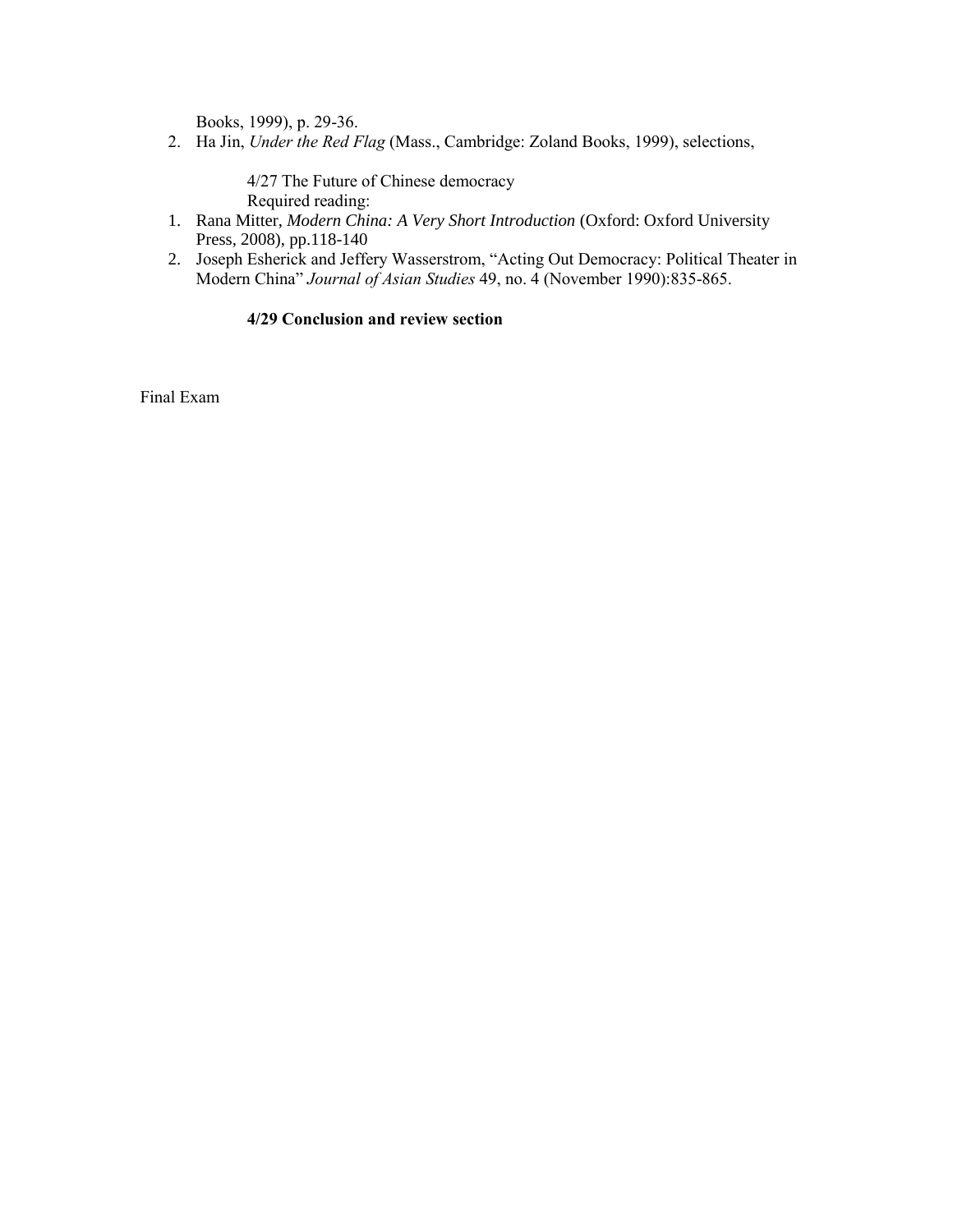Books, 1999), p. 29-36.

2. Ha Jin, *Under the Red Flag* (Mass., Cambridge: Zoland Books, 1999), selections,

4/27 The Future of Chinese democracy
Required reading:

1. Rana Mitter, *Modern China: A Very Short Introduction* (Oxford: Oxford University Press, 2008), pp.118-140
2. Joseph Esherick and Jeffery Wasserstrom, "Acting Out Democracy: Political Theater in Modern China" *Journal of Asian Studies* 49, no. 4 (November 1990):835-865.

**4/29 Conclusion and review section**

Final Exam